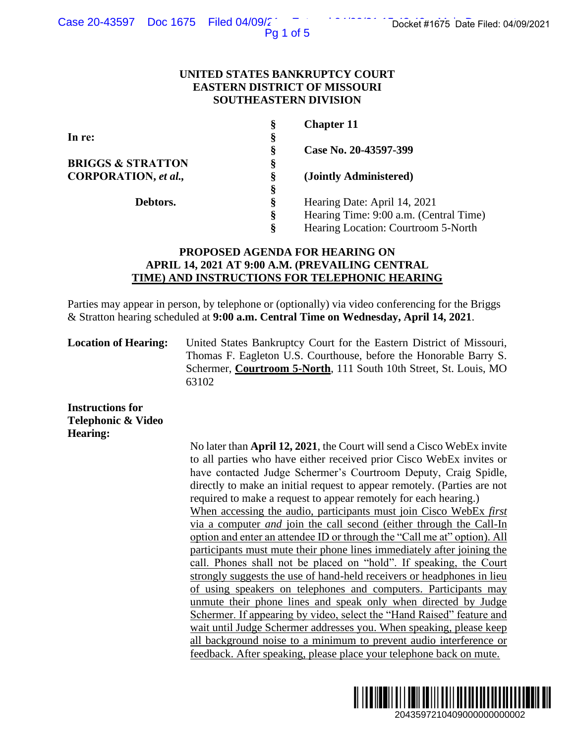# UNITED STATES BANKRUPTCY COURT
# EASTERN DISTRICT OF MISSOURI
# SOUTHEASTERN DIVISION

| | | |
|---|---|---|
| | § | **Chapter 11** |
| **In re:** | § | |
| | § | **Case No. 20-43597-399** |
| **BRIGGS & STRATTON** | § | |
| **CORPORATION,** ***et al.*****,** | § | **(Jointly Administered)** |
| | § | |
| **Debtors.** | § | Hearing Date: April 14, 2021 |
| | § | Hearing Time: 9:00 a.m. (Central Time) |
| | § | Hearing Location: Courtroom 5-North |

## PROPOSED AGENDA FOR HEARING ON APRIL 14, 2021 AT 9:00 A.M. (PREVAILING CENTRAL TIME) AND INSTRUCTIONS FOR TELEPHONIC HEARING

Parties may appear in person, by telephone or (optionally) via video conferencing for the Briggs & Stratton hearing scheduled at **9:00 a.m. Central Time on Wednesday, April 14, 2021**.

**Location of Hearing:** United States Bankruptcy Court for the Eastern District of Missouri, Thomas F. Eagleton U.S. Courthouse, before the Honorable Barry S. Schermer, **Courtroom 5-North**, 111 South 10th Street, St. Louis, MO 63102

**Instructions for Telephonic & Video Hearing:**

No later than **April 12, 2021**, the Court will send a Cisco WebEx invite to all parties who have either received prior Cisco WebEx invites or have contacted Judge Schermer's Courtroom Deputy, Craig Spidle, directly to make an initial request to appear remotely. (Parties are not required to make a request to appear remotely for each hearing.) When accessing the audio, participants must join Cisco WebEx *first* via a computer *and* join the call second (either through the Call-In option and enter an attendee ID or through the "Call me at" option). All participants must mute their phone lines immediately after joining the call. Phones shall not be placed on "hold". If speaking, the Court strongly suggests the use of hand-held receivers or headphones in lieu of using speakers on telephones and computers. Participants may unmute their phone lines and speak only when directed by Judge Schermer. If appearing by video, select the "Hand Raised" feature and wait until Judge Schermer addresses you. When speaking, please keep all background noise to a minimum to prevent audio interference or feedback. After speaking, please place your telephone back on mute.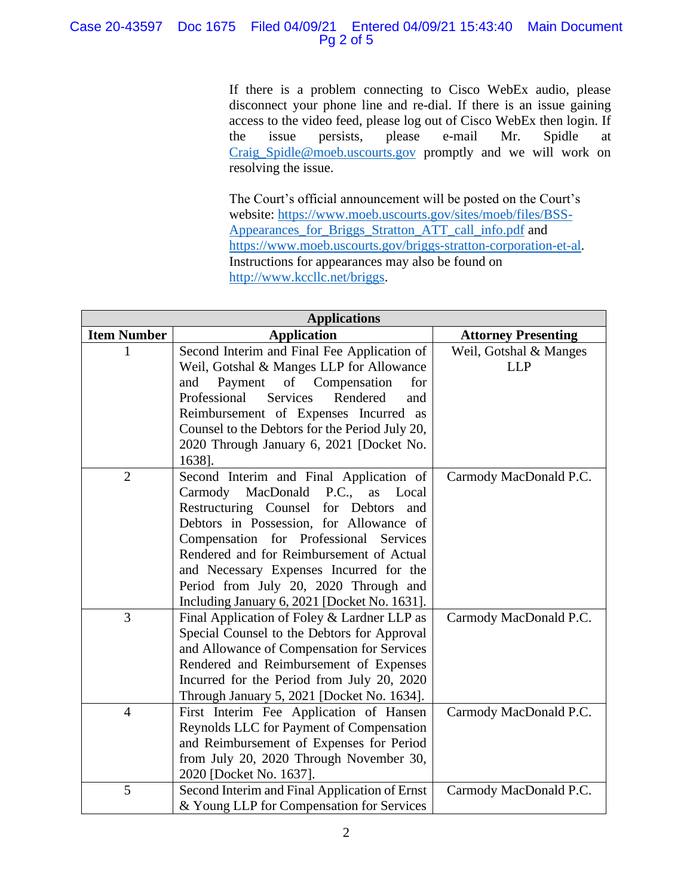If there is a problem connecting to Cisco WebEx audio, please disconnect your phone line and re-dial. If there is an issue gaining access to the video feed, please log out of Cisco WebEx then login. If the issue persists, please e-mail Mr. Spidle at Craig_Spidle@moeb.uscourts.gov promptly and we will work on resolving the issue.

The Court's official announcement will be posted on the Court's website: https://www.moeb.uscourts.gov/sites/moeb/files/BSS-Appearances_for_Briggs_Stratton_ATT_call_info.pdf and https://www.moeb.uscourts.gov/briggs-stratton-corporation-et-al. Instructions for appearances may also be found on http://www.kccllc.net/briggs.

| Applications | | |
|---|---|---|
| **Item Number** | **Application** | **Attorney Presenting** |
| 1 | Second Interim and Final Fee Application of Weil, Gotshal & Manges LLP for Allowance and Payment of Compensation for Professional Services Rendered and Reimbursement of Expenses Incurred as Counsel to the Debtors for the Period July 20, 2020 Through January 6, 2021 [Docket No. 1638]. | Weil, Gotshal & Manges LLP |
| 2 | Second Interim and Final Application of Carmody MacDonald P.C., as Local Restructuring Counsel for Debtors and Debtors in Possession, for Allowance of Compensation for Professional Services Rendered and for Reimbursement of Actual and Necessary Expenses Incurred for the Period from July 20, 2020 Through and Including January 6, 2021 [Docket No. 1631]. | Carmody MacDonald P.C. |
| 3 | Final Application of Foley & Lardner LLP as Special Counsel to the Debtors for Approval and Allowance of Compensation for Services Rendered and Reimbursement of Expenses Incurred for the Period from July 20, 2020 Through January 5, 2021 [Docket No. 1634]. | Carmody MacDonald P.C. |
| 4 | First Interim Fee Application of Hansen Reynolds LLC for Payment of Compensation and Reimbursement of Expenses for Period from July 20, 2020 Through November 30, 2020 [Docket No. 1637]. | Carmody MacDonald P.C. |
| 5 | Second Interim and Final Application of Ernst & Young LLP for Compensation for Services | Carmody MacDonald P.C. |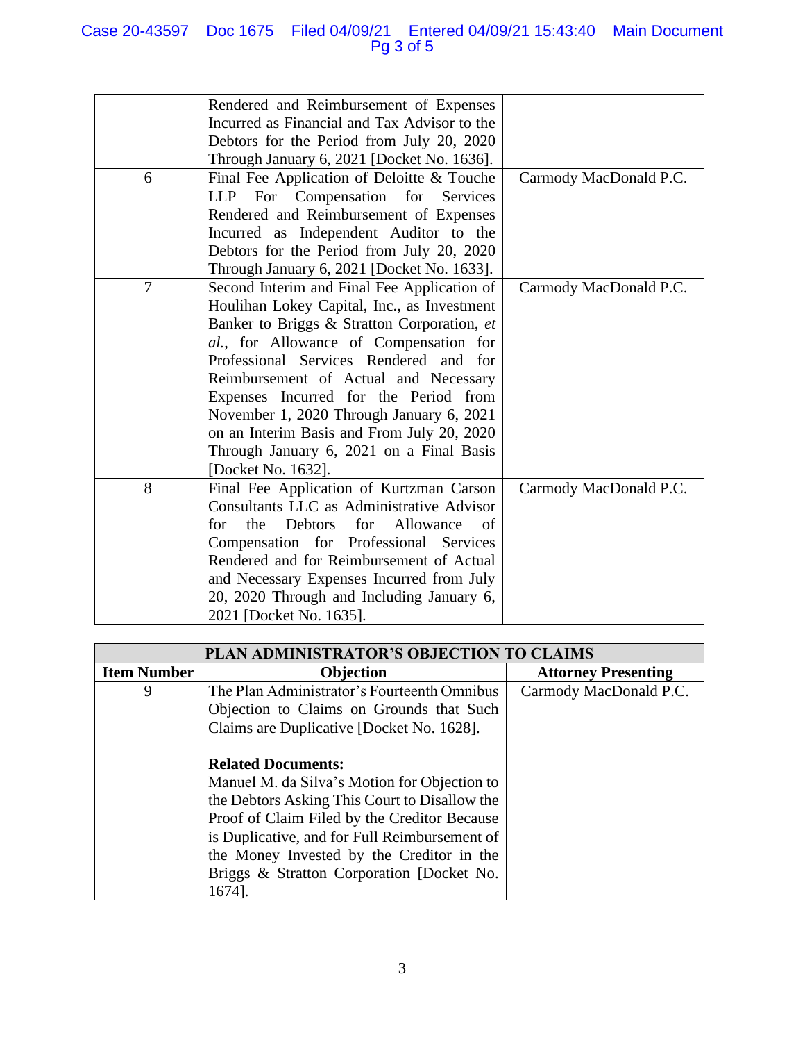| | | |
|---|---|---|
| | Rendered and Reimbursement of Expenses Incurred as Financial and Tax Advisor to the Debtors for the Period from July 20, 2020 Through January 6, 2021 [Docket No. 1636]. | |
| 6 | Final Fee Application of Deloitte & Touche LLP For Compensation for Services Rendered and Reimbursement of Expenses Incurred as Independent Auditor to the Debtors for the Period from July 20, 2020 Through January 6, 2021 [Docket No. 1633]. | Carmody MacDonald P.C. |
| 7 | Second Interim and Final Fee Application of Houlihan Lokey Capital, Inc., as Investment Banker to Briggs & Stratton Corporation, *et al.*, for Allowance of Compensation for Professional Services Rendered and for Reimbursement of Actual and Necessary Expenses Incurred for the Period from November 1, 2020 Through January 6, 2021 on an Interim Basis and From July 20, 2020 Through January 6, 2021 on a Final Basis [Docket No. 1632]. | Carmody MacDonald P.C. |
| 8 | Final Fee Application of Kurtzman Carson Consultants LLC as Administrative Advisor for the Debtors for Allowance of Compensation for Professional Services Rendered and for Reimbursement of Actual and Necessary Expenses Incurred from July 20, 2020 Through and Including January 6, 2021 [Docket No. 1635]. | Carmody MacDonald P.C. |

| **PLAN ADMINISTRATOR'S OBJECTION TO CLAIMS** | | |
|---|---|---|
| **Item Number** | **Objection** | **Attorney Presenting** |
| 9 | The Plan Administrator's Fourteenth Omnibus Objection to Claims on Grounds that Such Claims are Duplicative [Docket No. 1628].<br><br>**Related Documents:**<br>Manuel M. da Silva's Motion for Objection to the Debtors Asking This Court to Disallow the Proof of Claim Filed by the Creditor Because is Duplicative, and for Full Reimbursement of the Money Invested by the Creditor in the Briggs & Stratton Corporation [Docket No. 1674]. | Carmody MacDonald P.C. |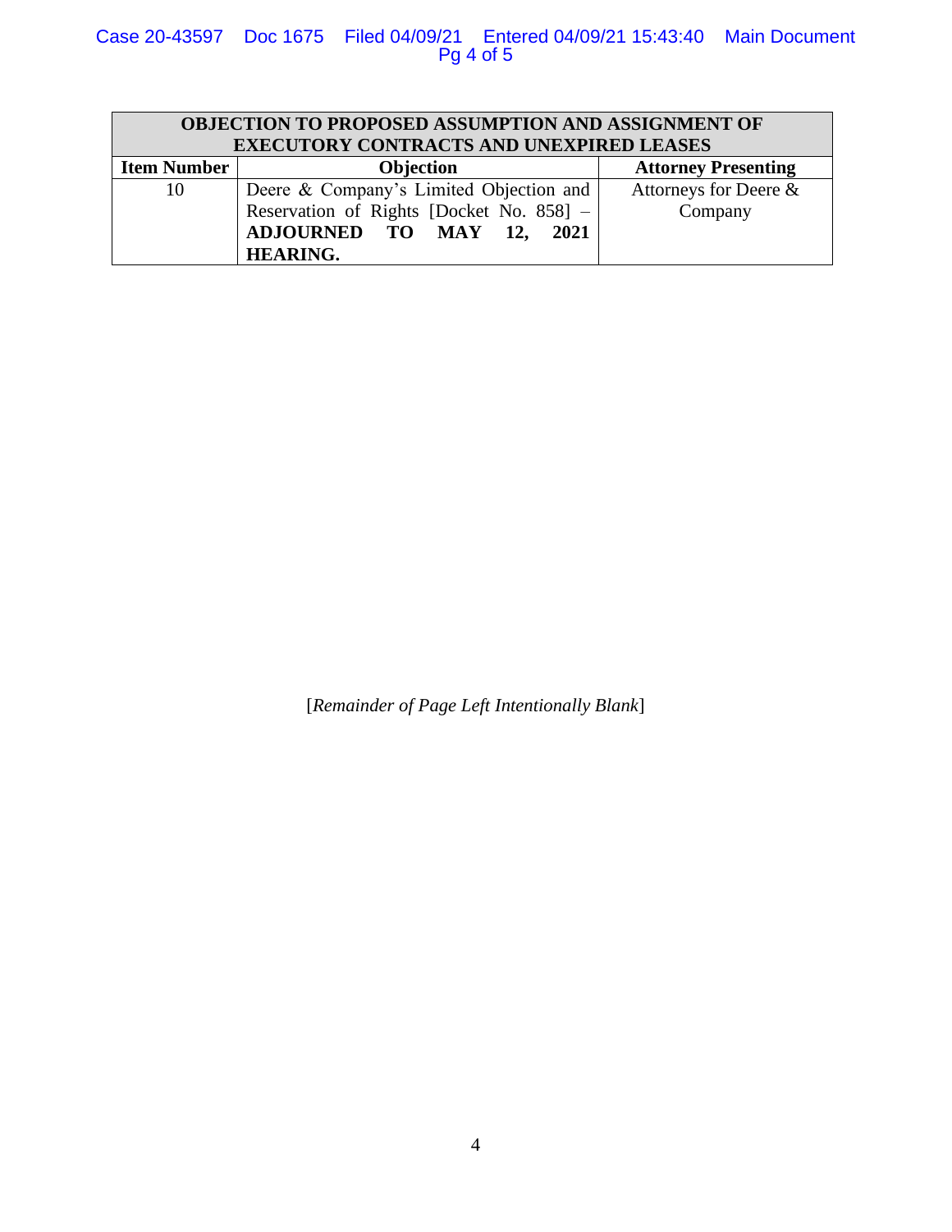| OBJECTION TO PROPOSED ASSUMPTION AND ASSIGNMENT OF EXECUTORY CONTRACTS AND UNEXPIRED LEASES | | |
|---|---|---|
| **Item Number** | **Objection** | **Attorney Presenting** |
| 10 | Deere & Company's Limited Objection and Reservation of Rights [Docket No. 858] – **ADJOURNED TO MAY 12, 2021 HEARING.** | Attorneys for Deere & Company |

[*Remainder of Page Left Intentionally Blank*]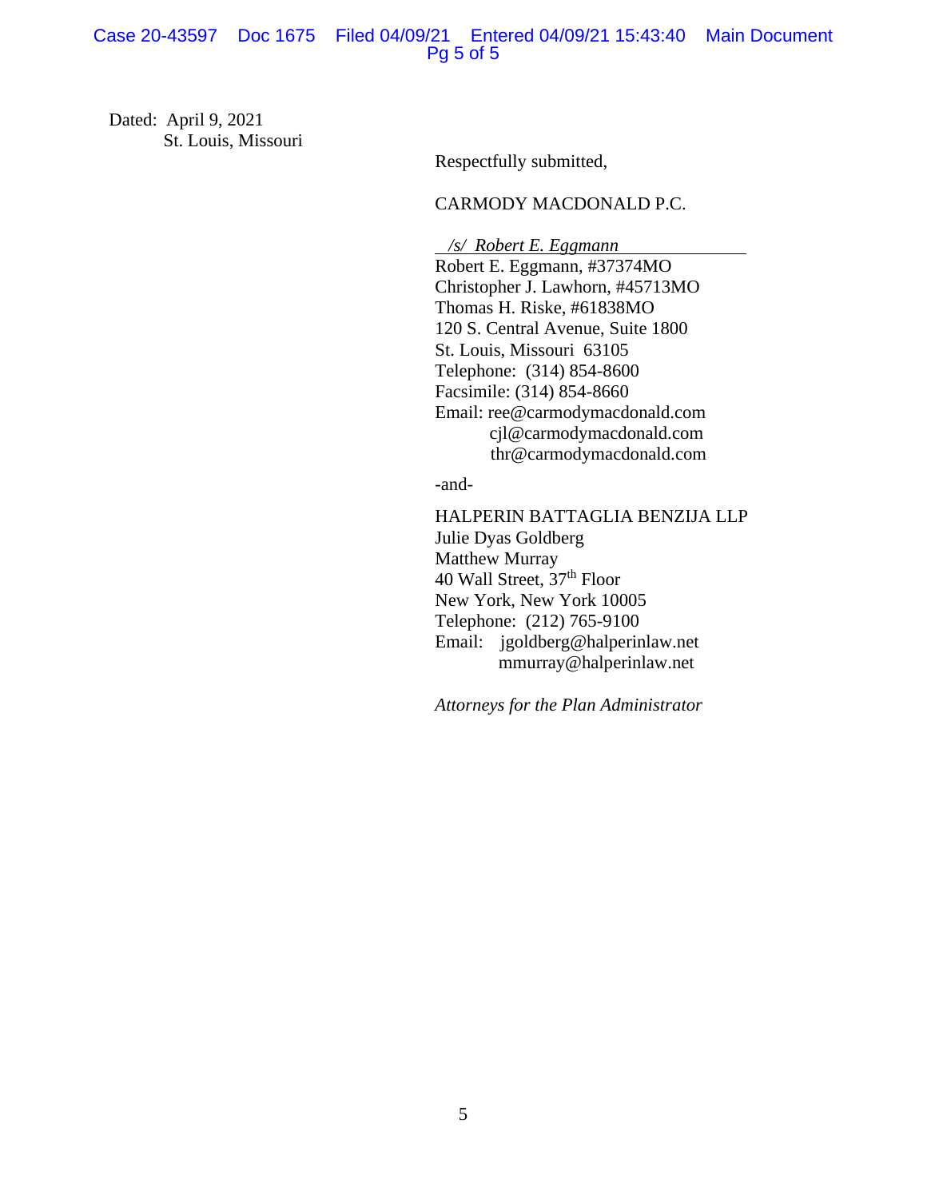Dated: April 9, 2021
St. Louis, Missouri

Respectfully submitted,

CARMODY MACDONALD P.C.

*/s/ Robert E. Eggmann*
Robert E. Eggmann, #37374MO
Christopher J. Lawhorn, #45713MO
Thomas H. Riske, #61838MO
120 S. Central Avenue, Suite 1800
St. Louis, Missouri 63105
Telephone: (314) 854-8600
Facsimile: (314) 854-8660
Email: ree@carmodymacdonald.com
cjl@carmodymacdonald.com
thr@carmodymacdonald.com

-and-

HALPERIN BATTAGLIA BENZIJA LLP
Julie Dyas Goldberg
Matthew Murray
40 Wall Street, 37th Floor
New York, New York 10005
Telephone: (212) 765-9100
Email: jgoldberg@halperinlaw.net
mmurray@halperinlaw.net

*Attorneys for the Plan Administrator*